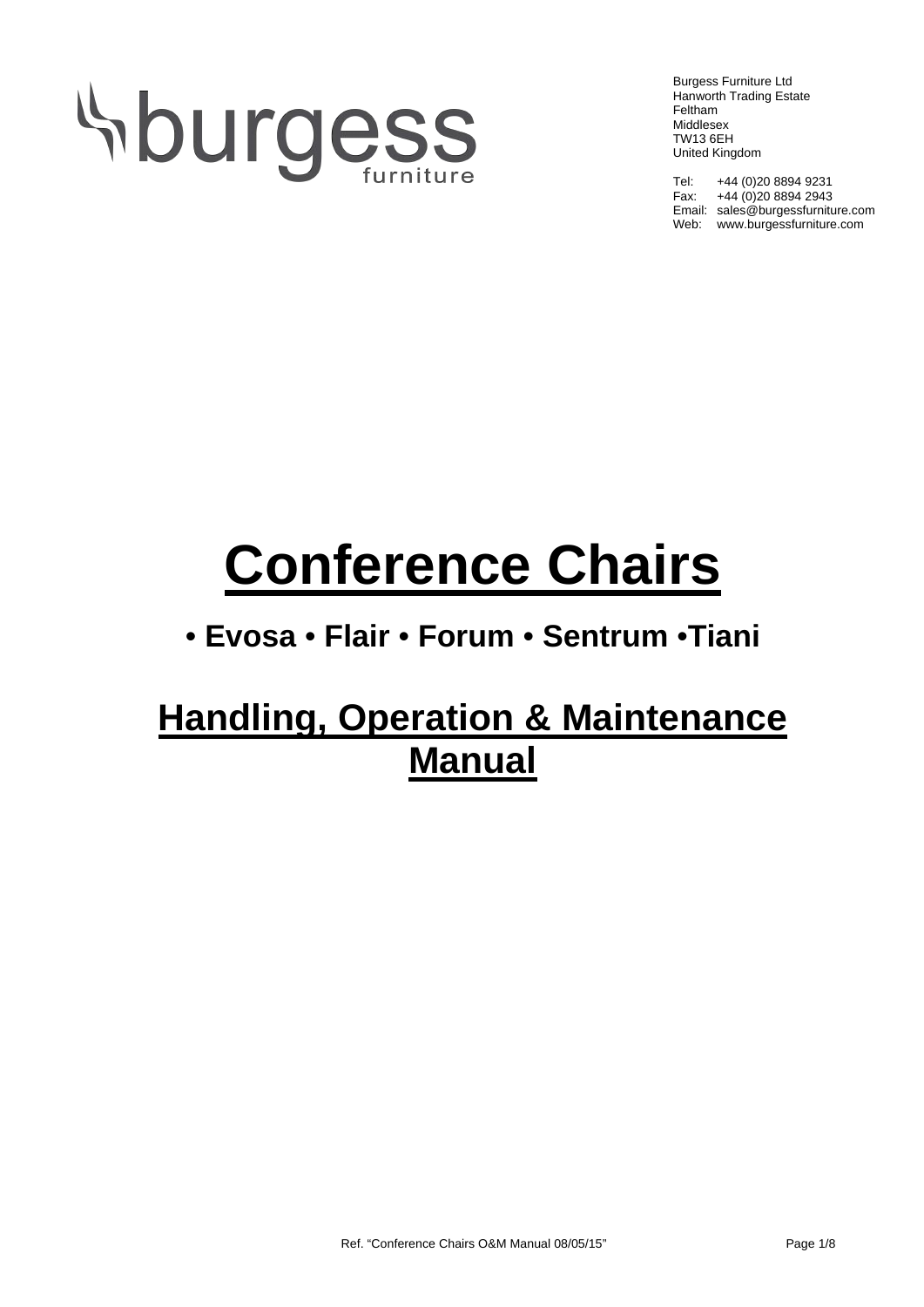burgess furniture

Burgess Furniture Ltd
Hanworth Trading Estate
Feltham
Middlesex
TW13 6EH
United Kingdom

Tel: +44 (0)20 8894 9231
Fax: +44 (0)20 8894 2943
Email: sales@burgessfurniture.com
Web: www.burgessfurniture.com

# Conference Chairs

## • Evosa • Flair • Forum • Sentrum •Tiani

## Handling, Operation & Maintenance Manual

Ref. "Conference Chairs O&M Manual 08/05/15"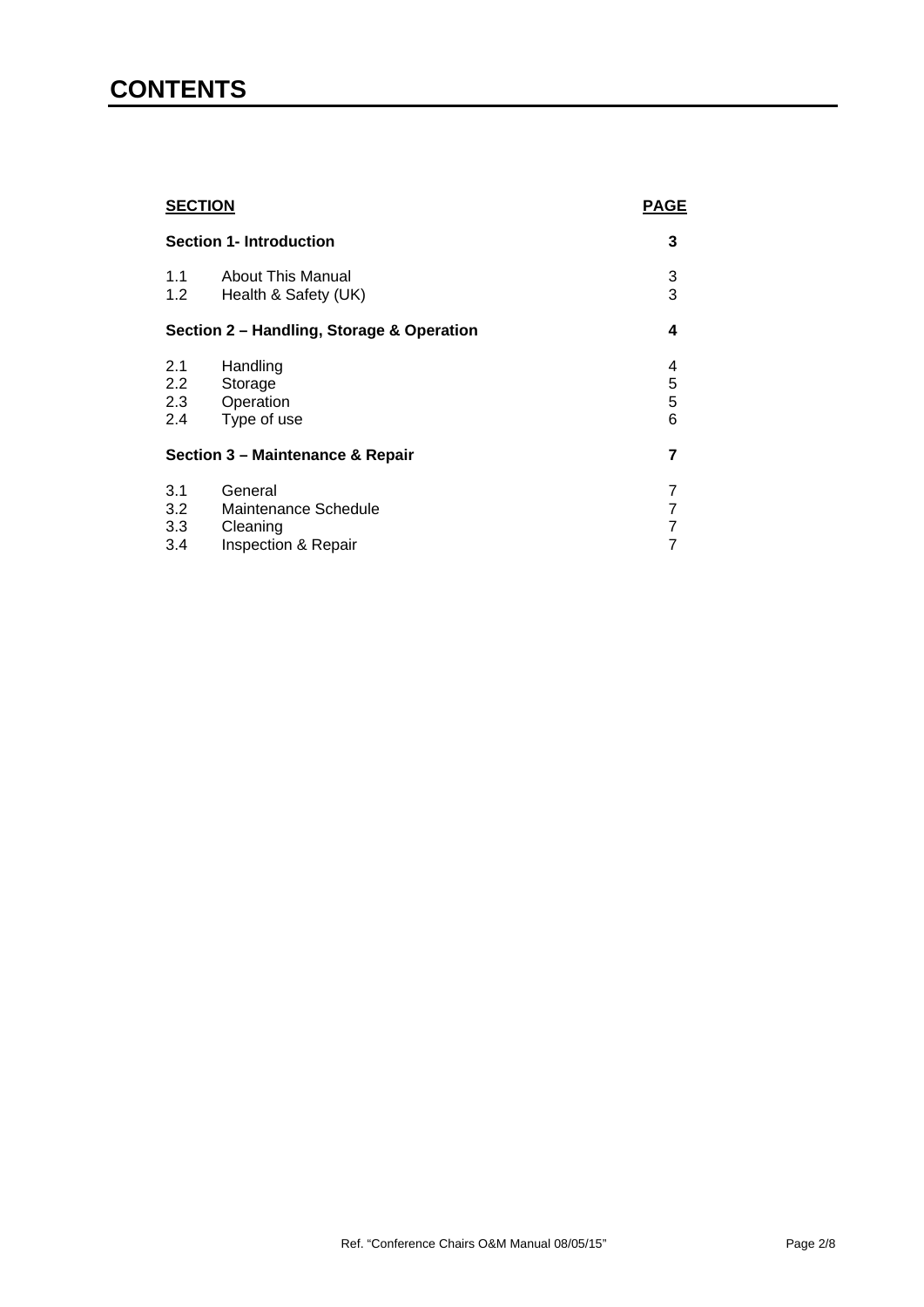# CONTENTS

| SECTION | | PAGE |
|---|---|---|
| **Section 1- Introduction** | | **3** |
| 1.1 | About This Manual | 3 |
| 1.2 | Health & Safety (UK) | 3 |
| **Section 2 – Handling, Storage & Operation** | | **4** |
| 2.1 | Handling | 4 |
| 2.2 | Storage | 5 |
| 2.3 | Operation | 5 |
| 2.4 | Type of use | 6 |
| **Section 3 – Maintenance & Repair** | | **7** |
| 3.1 | General | 7 |
| 3.2 | Maintenance Schedule | 7 |
| 3.3 | Cleaning | 7 |
| 3.4 | Inspection & Repair | 7 |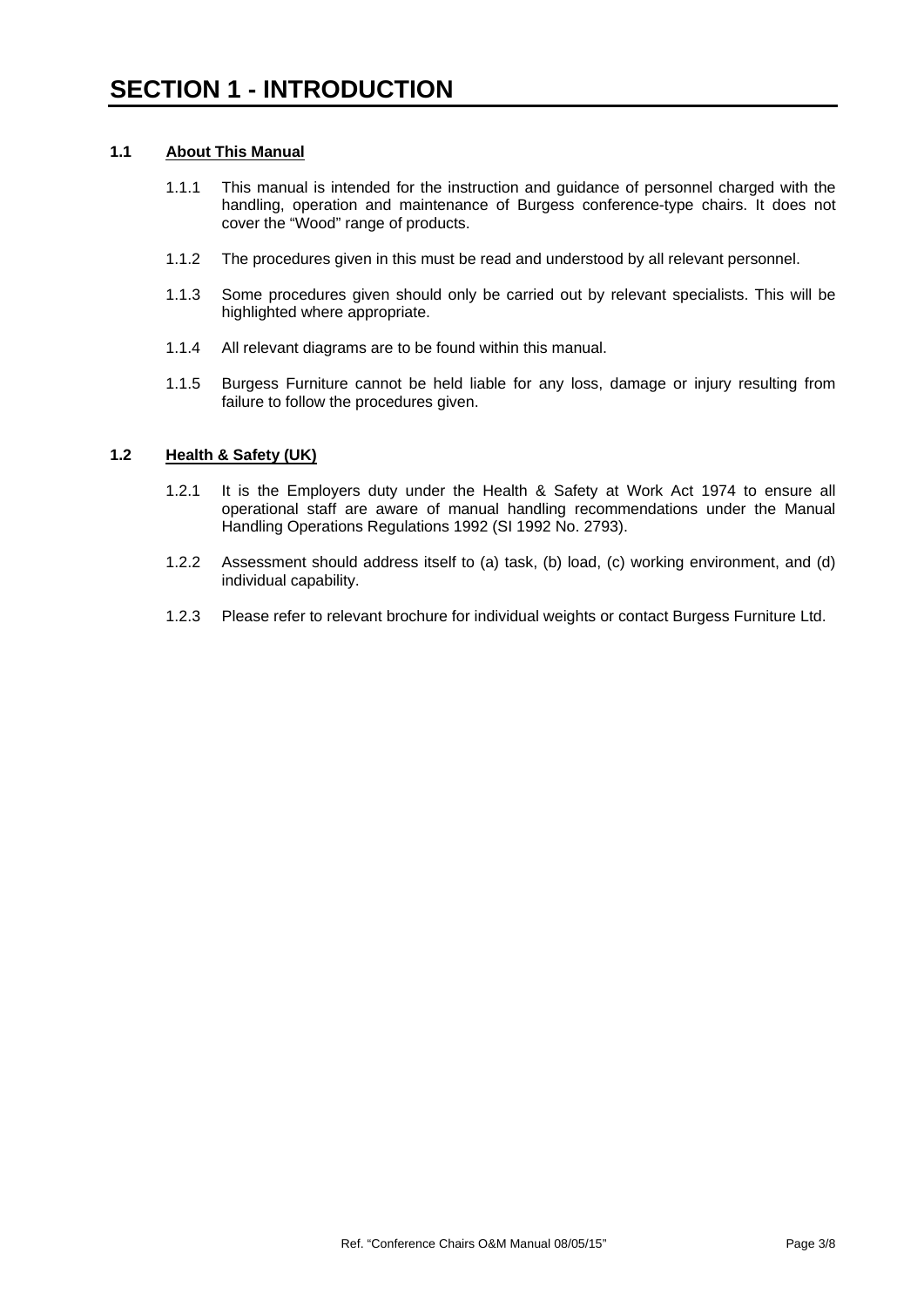# SECTION 1 - INTRODUCTION

## 1.1 About This Manual

1.1.1 This manual is intended for the instruction and guidance of personnel charged with the handling, operation and maintenance of Burgess conference-type chairs. It does not cover the “Wood” range of products.

1.1.2 The procedures given in this must be read and understood by all relevant personnel.

1.1.3 Some procedures given should only be carried out by relevant specialists. This will be highlighted where appropriate.

1.1.4 All relevant diagrams are to be found within this manual.

1.1.5 Burgess Furniture cannot be held liable for any loss, damage or injury resulting from failure to follow the procedures given.

## 1.2 Health & Safety (UK)

1.2.1 It is the Employers duty under the Health & Safety at Work Act 1974 to ensure all operational staff are aware of manual handling recommendations under the Manual Handling Operations Regulations 1992 (SI 1992 No. 2793).

1.2.2 Assessment should address itself to (a) task, (b) load, (c) working environment, and (d) individual capability.

1.2.3 Please refer to relevant brochure for individual weights or contact Burgess Furniture Ltd.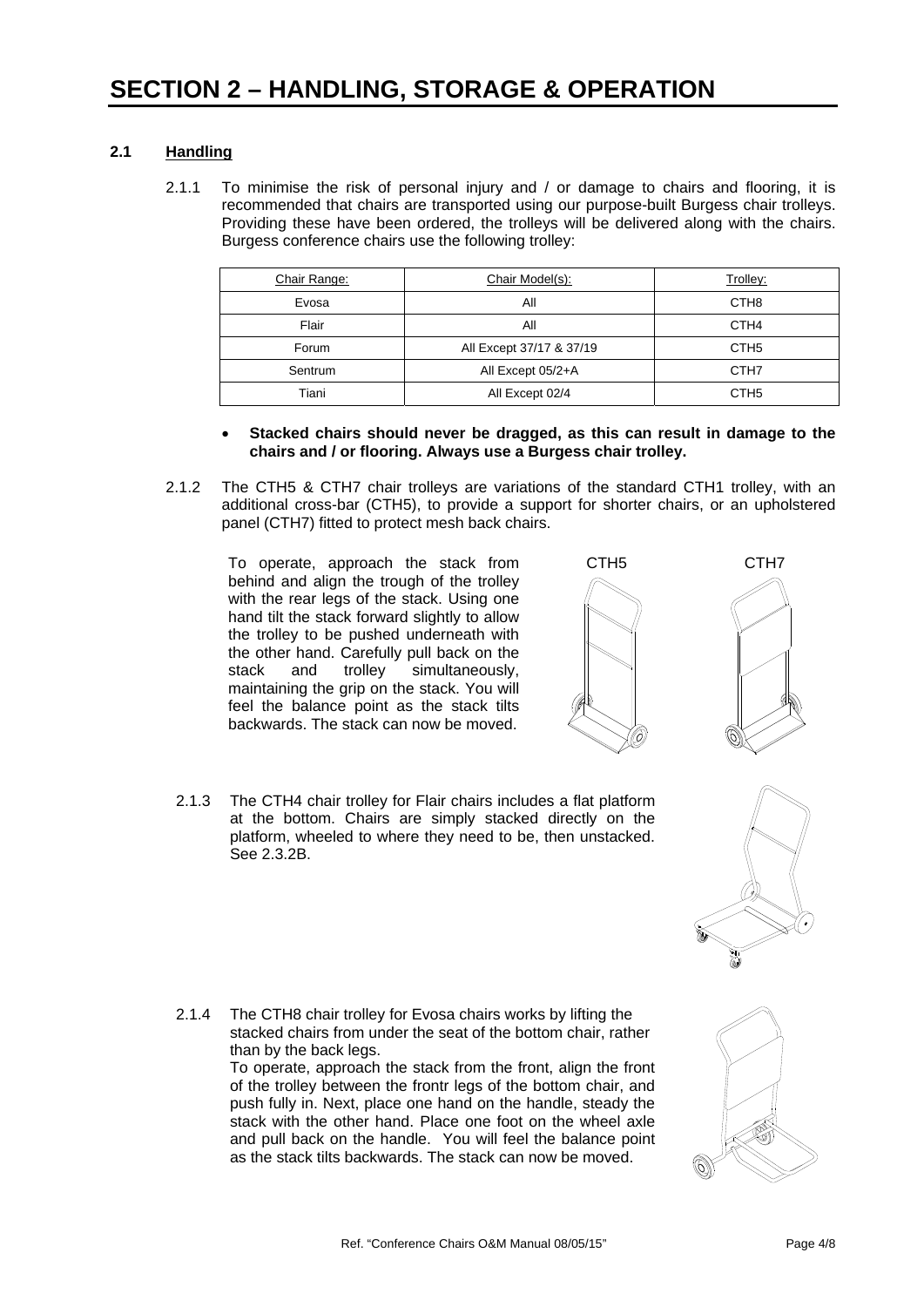# SECTION 2 – HANDLING, STORAGE & OPERATION

## 2.1 Handling

2.1.1 To minimise the risk of personal injury and / or damage to chairs and flooring, it is recommended that chairs are transported using our purpose-built Burgess chair trolleys. Providing these have been ordered, the trolleys will be delivered along with the chairs. Burgess conference chairs use the following trolley:

| Chair Range: | Chair Model(s): | Trolley: |
|---|---|---|
| Evosa | All | CTH8 |
| Flair | All | CTH4 |
| Forum | All Except 37/17 & 37/19 | CTH5 |
| Sentrum | All Except 05/2+A | CTH7 |
| Tiani | All Except 02/4 | CTH5 |

- **Stacked chairs should never be dragged, as this can result in damage to the chairs and / or flooring. Always use a Burgess chair trolley.**

2.1.2 The CTH5 & CTH7 chair trolleys are variations of the standard CTH1 trolley, with an additional cross-bar (CTH5), to provide a support for shorter chairs, or an upholstered panel (CTH7) fitted to protect mesh back chairs.

To operate, approach the stack from behind and align the trough of the trolley with the rear legs of the stack. Using one hand tilt the stack forward slightly to allow the trolley to be pushed underneath with the other hand. Carefully pull back on the stack and trolley simultaneously, maintaining the grip on the stack. You will feel the balance point as the stack tilts backwards. The stack can now be moved.

CTH5 CTH7

2.1.3 The CTH4 chair trolley for Flair chairs includes a flat platform at the bottom. Chairs are simply stacked directly on the platform, wheeled to where they need to be, then unstacked. See 2.3.2B.

2.1.4 The CTH8 chair trolley for Evosa chairs works by lifting the stacked chairs from under the seat of the bottom chair, rather than by the back legs.
To operate, approach the stack from the front, align the front of the trolley between the frontr legs of the bottom chair, and push fully in. Next, place one hand on the handle, steady the stack with the other hand. Place one foot on the wheel axle and pull back on the handle. You will feel the balance point as the stack tilts backwards. The stack can now be moved.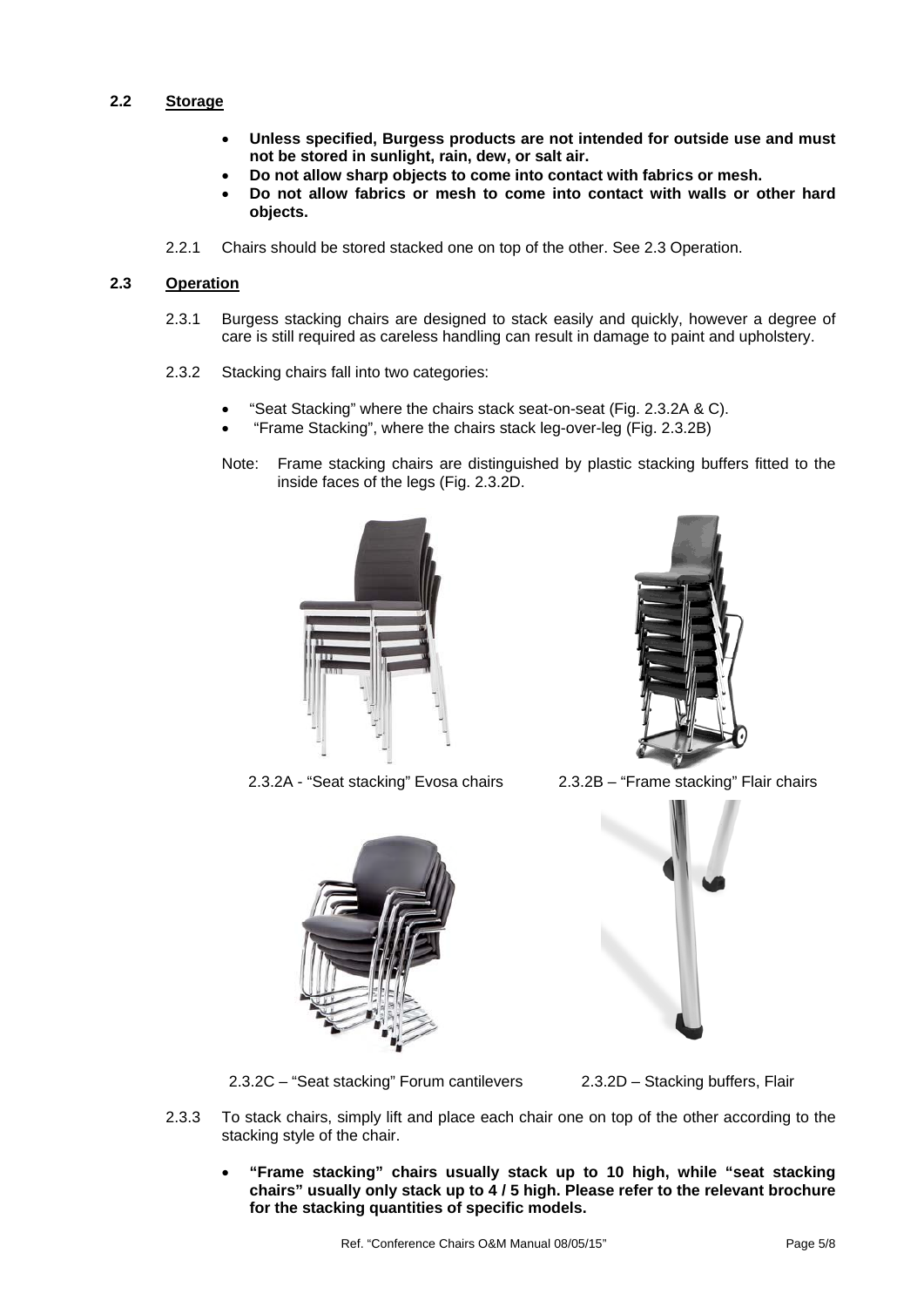### 2.2 Storage

- **Unless specified, Burgess products are not intended for outside use and must not be stored in sunlight, rain, dew, or salt air.**
- **Do not allow sharp objects to come into contact with fabrics or mesh.**
- **Do not allow fabrics or mesh to come into contact with walls or other hard objects.**

2.2.1 Chairs should be stored stacked one on top of the other. See 2.3 Operation.

### 2.3 Operation

2.3.1 Burgess stacking chairs are designed to stack easily and quickly, however a degree of care is still required as careless handling can result in damage to paint and upholstery.

2.3.2 Stacking chairs fall into two categories:

- "Seat Stacking" where the chairs stack seat-on-seat (Fig. 2.3.2A & C).
- "Frame Stacking", where the chairs stack leg-over-leg (Fig. 2.3.2B)

Note: Frame stacking chairs are distinguished by plastic stacking buffers fitted to the inside faces of the legs (Fig. 2.3.2D.

2.3.2A - "Seat stacking" Evosa chairs

2.3.2B – "Frame stacking" Flair chairs

2.3.2C – "Seat stacking" Forum cantilevers

2.3.2D – Stacking buffers, Flair

2.3.3 To stack chairs, simply lift and place each chair one on top of the other according to the stacking style of the chair.

- **"Frame stacking" chairs usually stack up to 10 high, while "seat stacking chairs" usually only stack up to 4 / 5 high. Please refer to the relevant brochure for the stacking quantities of specific models.**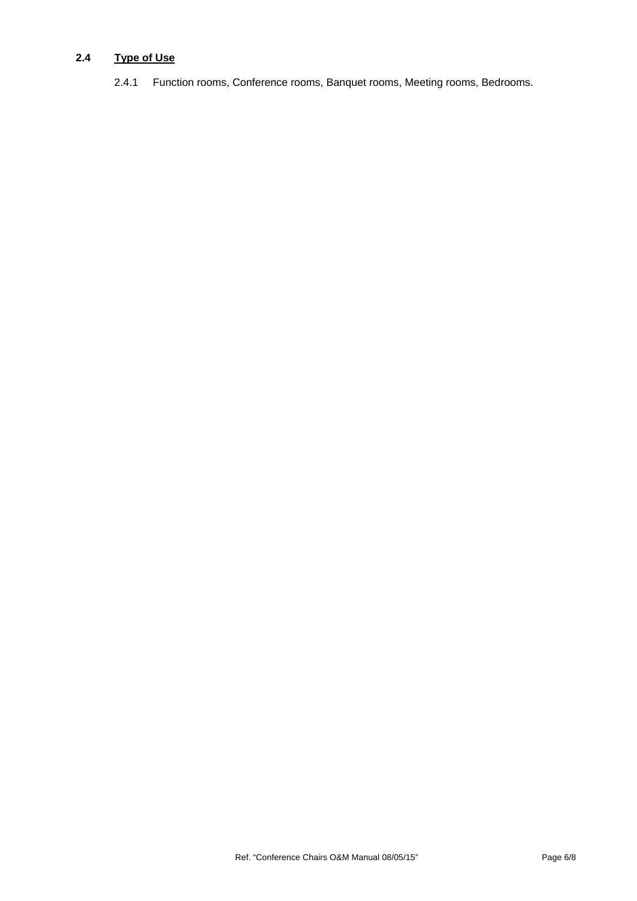### 2.4 Type of Use

2.4.1 Function rooms, Conference rooms, Banquet rooms, Meeting rooms, Bedrooms.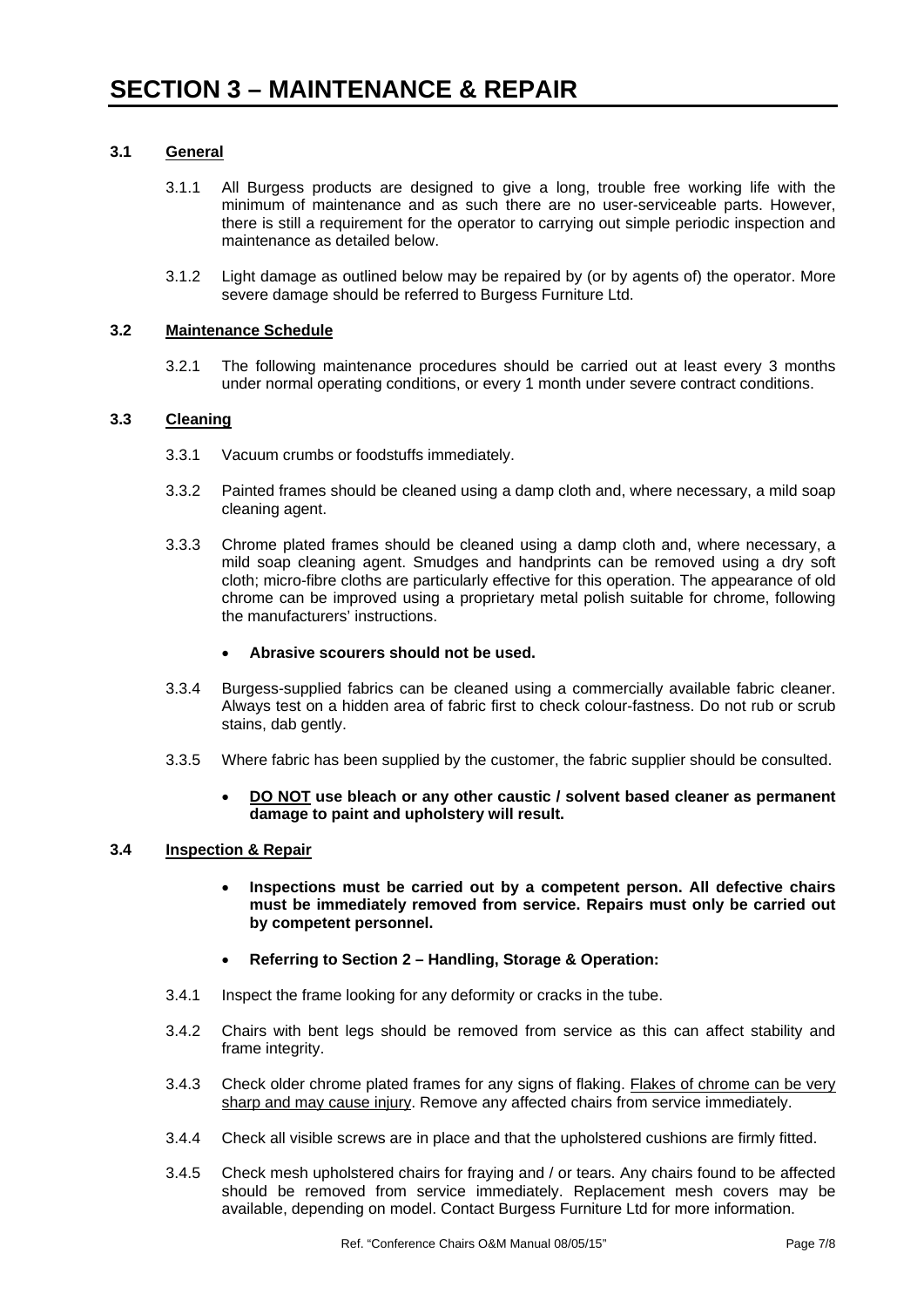# SECTION 3 – MAINTENANCE & REPAIR

### 3.1 General

3.1.1 All Burgess products are designed to give a long, trouble free working life with the minimum of maintenance and as such there are no user-serviceable parts. However, there is still a requirement for the operator to carrying out simple periodic inspection and maintenance as detailed below.

3.1.2 Light damage as outlined below may be repaired by (or by agents of) the operator. More severe damage should be referred to Burgess Furniture Ltd.

### 3.2 Maintenance Schedule

3.2.1 The following maintenance procedures should be carried out at least every 3 months under normal operating conditions, or every 1 month under severe contract conditions.

### 3.3 Cleaning

3.3.1 Vacuum crumbs or foodstuffs immediately.

3.3.2 Painted frames should be cleaned using a damp cloth and, where necessary, a mild soap cleaning agent.

3.3.3 Chrome plated frames should be cleaned using a damp cloth and, where necessary, a mild soap cleaning agent. Smudges and handprints can be removed using a dry soft cloth; micro-fibre cloths are particularly effective for this operation. The appearance of old chrome can be improved using a proprietary metal polish suitable for chrome, following the manufacturers' instructions.

- **Abrasive scourers should not be used.**

3.3.4 Burgess-supplied fabrics can be cleaned using a commercially available fabric cleaner. Always test on a hidden area of fabric first to check colour-fastness. Do not rub or scrub stains, dab gently.

3.3.5 Where fabric has been supplied by the customer, the fabric supplier should be consulted.

- **<u>DO NOT</u> use bleach or any other caustic / solvent based cleaner as permanent damage to paint and upholstery will result.**

### 3.4 Inspection & Repair

- **Inspections must be carried out by a competent person. All defective chairs must be immediately removed from service. Repairs must only be carried out by competent personnel.**

- **Referring to Section 2 – Handling, Storage & Operation:**

3.4.1 Inspect the frame looking for any deformity or cracks in the tube.

3.4.2 Chairs with bent legs should be removed from service as this can affect stability and frame integrity.

3.4.3 Check older chrome plated frames for any signs of flaking. <u>Flakes of chrome can be very sharp and may cause injury</u>. Remove any affected chairs from service immediately.

3.4.4 Check all visible screws are in place and that the upholstered cushions are firmly fitted.

3.4.5 Check mesh upholstered chairs for fraying and / or tears. Any chairs found to be affected should be removed from service immediately. Replacement mesh covers may be available, depending on model. Contact Burgess Furniture Ltd for more information.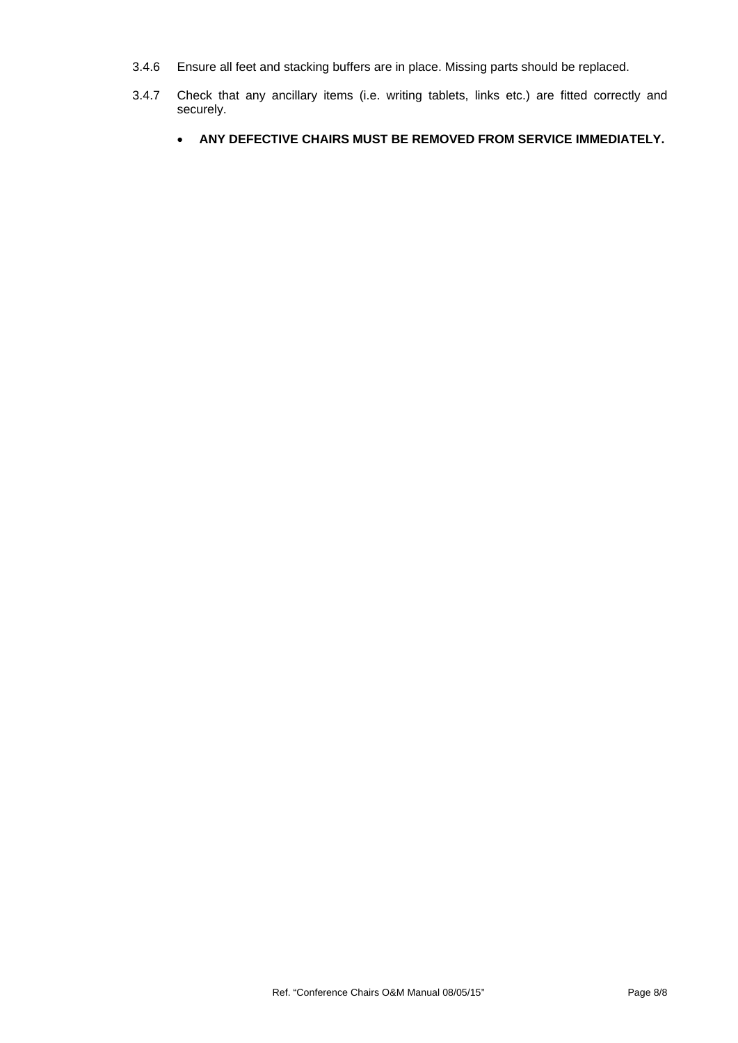3.4.6 Ensure all feet and stacking buffers are in place. Missing parts should be replaced.

3.4.7 Check that any ancillary items (i.e. writing tablets, links etc.) are fitted correctly and securely.

- **ANY DEFECTIVE CHAIRS MUST BE REMOVED FROM SERVICE IMMEDIATELY.**